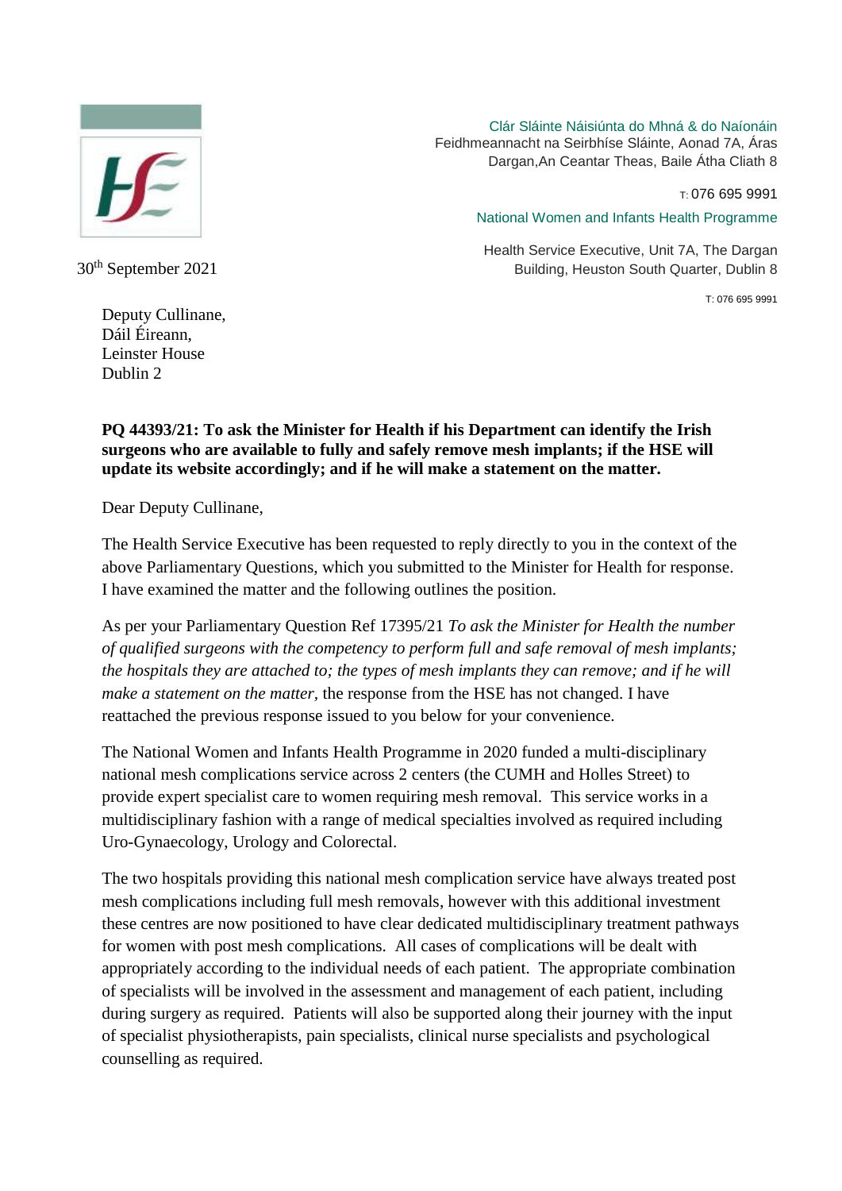Clár Sláinte Náisiúnta do Mhná & do Naíonáin
Feidhmeannacht na Seirbhíse Sláinte, Aonad 7A, Áras Dargan,An Ceantar Theas, Baile Átha Cliath 8

T: 076 695 9991

National Women and Infants Health Programme

Health Service Executive, Unit 7A, The Dargan Building, Heuston South Quarter, Dublin 8

T: 076 695 9991

30th September 2021

Deputy Cullinane,
Dáil Éireann,
Leinster House
Dublin 2

**PQ 44393/21: To ask the Minister for Health if his Department can identify the Irish surgeons who are available to fully and safely remove mesh implants; if the HSE will update its website accordingly; and if he will make a statement on the matter.**

Dear Deputy Cullinane,

The Health Service Executive has been requested to reply directly to you in the context of the above Parliamentary Questions, which you submitted to the Minister for Health for response. I have examined the matter and the following outlines the position.

As per your Parliamentary Question Ref 17395/21 *To ask the Minister for Health the number of qualified surgeons with the competency to perform full and safe removal of mesh implants; the hospitals they are attached to; the types of mesh implants they can remove; and if he will make a statement on the matter*, the response from the HSE has not changed. I have reattached the previous response issued to you below for your convenience.

The National Women and Infants Health Programme in 2020 funded a multi-disciplinary national mesh complications service across 2 centers (the CUMH and Holles Street) to provide expert specialist care to women requiring mesh removal. This service works in a multidisciplinary fashion with a range of medical specialties involved as required including Uro-Gynaecology, Urology and Colorectal.

The two hospitals providing this national mesh complication service have always treated post mesh complications including full mesh removals, however with this additional investment these centres are now positioned to have clear dedicated multidisciplinary treatment pathways for women with post mesh complications. All cases of complications will be dealt with appropriately according to the individual needs of each patient. The appropriate combination of specialists will be involved in the assessment and management of each patient, including during surgery as required. Patients will also be supported along their journey with the input of specialist physiotherapists, pain specialists, clinical nurse specialists and psychological counselling as required.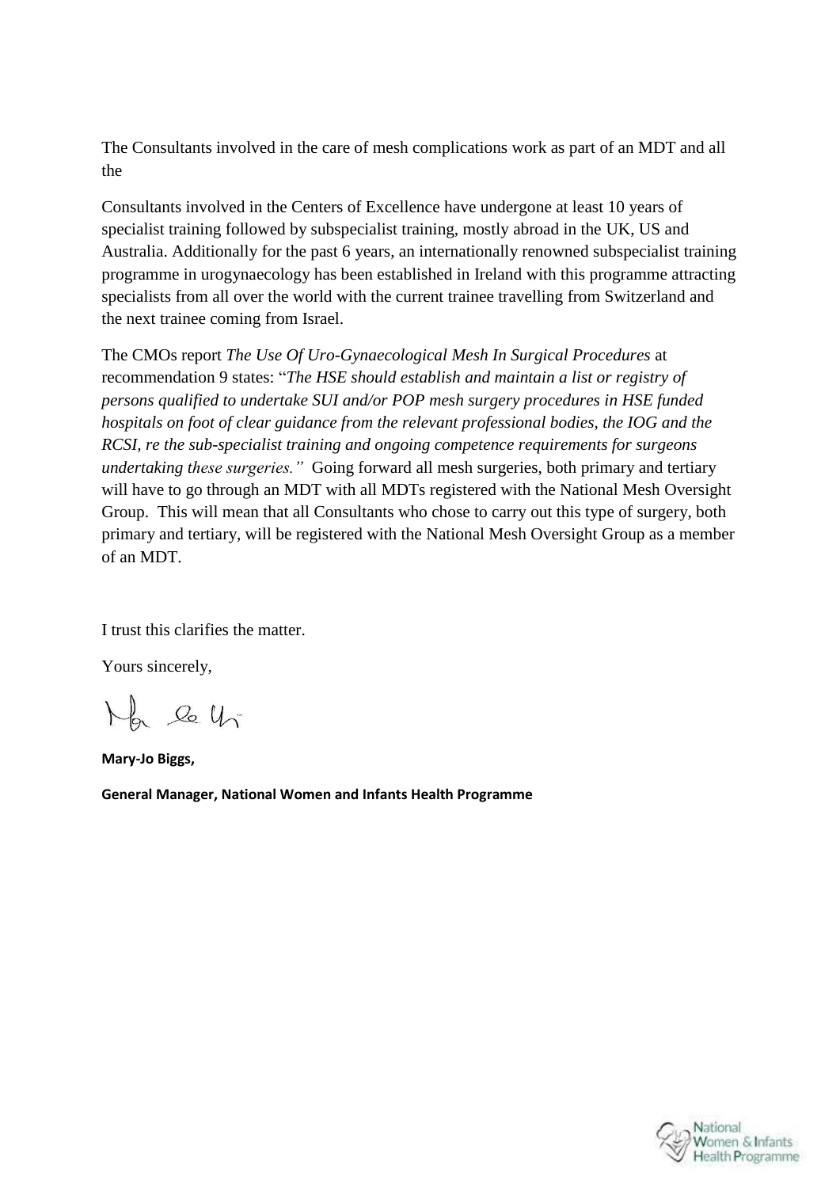The Consultants involved in the care of mesh complications work as part of an MDT and all the

Consultants involved in the Centers of Excellence have undergone at least 10 years of specialist training followed by subspecialist training, mostly abroad in the UK, US and Australia. Additionally for the past 6 years, an internationally renowned subspecialist training programme in urogynaecology has been established in Ireland with this programme attracting specialists from all over the world with the current trainee travelling from Switzerland and the next trainee coming from Israel.

The CMOs report *The Use Of Uro-Gynaecological Mesh In Surgical Procedures* at recommendation 9 states: "*The HSE should establish and maintain a list or registry of persons qualified to undertake SUI and/or POP mesh surgery procedures in HSE funded hospitals on foot of clear guidance from the relevant professional bodies, the IOG and the RCSI, re the sub-specialist training and ongoing competence requirements for surgeons undertaking these surgeries."* Going forward all mesh surgeries, both primary and tertiary will have to go through an MDT with all MDTs registered with the National Mesh Oversight Group. This will mean that all Consultants who chose to carry out this type of surgery, both primary and tertiary, will be registered with the National Mesh Oversight Group as a member of an MDT.

I trust this clarifies the matter.

Yours sincerely,

**Mary-Jo Biggs,**

**General Manager, National Women and Infants Health Programme**